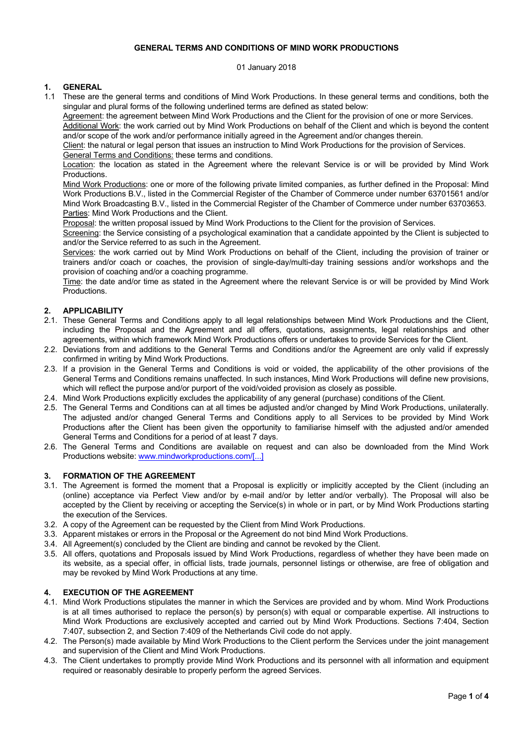**GENERAL TERMS AND CONDITIONS OF MIND WORK PRODUCTIONS**

01 January 2018

## 1. GENERAL

1.1 These are the general terms and conditions of Mind Work Productions. In these general terms and conditions, both the singular and plural forms of the following underlined terms are defined as stated below:

Agreement: the agreement between Mind Work Productions and the Client for the provision of one or more Services.

Additional Work: the work carried out by Mind Work Productions on behalf of the Client and which is beyond the content and/or scope of the work and/or performance initially agreed in the Agreement and/or changes therein.

Client: the natural or legal person that issues an instruction to Mind Work Productions for the provision of Services.

General Terms and Conditions: these terms and conditions.

Location: the location as stated in the Agreement where the relevant Service is or will be provided by Mind Work Productions.

Mind Work Productions: one or more of the following private limited companies, as further defined in the Proposal: Mind Work Productions B.V., listed in the Commercial Register of the Chamber of Commerce under number 63701561 and/or Mind Work Broadcasting B.V., listed in the Commercial Register of the Chamber of Commerce under number 63703653.

Parties: Mind Work Productions and the Client.

Proposal: the written proposal issued by Mind Work Productions to the Client for the provision of Services.

Screening: the Service consisting of a psychological examination that a candidate appointed by the Client is subjected to and/or the Service referred to as such in the Agreement.

Services: the work carried out by Mind Work Productions on behalf of the Client, including the provision of trainer or trainers and/or coach or coaches, the provision of single-day/multi-day training sessions and/or workshops and the provision of coaching and/or a coaching programme.

Time: the date and/or time as stated in the Agreement where the relevant Service is or will be provided by Mind Work Productions.

## 2. APPLICABILITY

2.1. These General Terms and Conditions apply to all legal relationships between Mind Work Productions and the Client, including the Proposal and the Agreement and all offers, quotations, assignments, legal relationships and other agreements, within which framework Mind Work Productions offers or undertakes to provide Services for the Client.

2.2. Deviations from and additions to the General Terms and Conditions and/or the Agreement are only valid if expressly confirmed in writing by Mind Work Productions.

2.3. If a provision in the General Terms and Conditions is void or voided, the applicability of the other provisions of the General Terms and Conditions remains unaffected. In such instances, Mind Work Productions will define new provisions, which will reflect the purpose and/or purport of the void/voided provision as closely as possible.

2.4. Mind Work Productions explicitly excludes the applicability of any general (purchase) conditions of the Client.

2.5. The General Terms and Conditions can at all times be adjusted and/or changed by Mind Work Productions, unilaterally. The adjusted and/or changed General Terms and Conditions apply to all Services to be provided by Mind Work Productions after the Client has been given the opportunity to familiarise himself with the adjusted and/or amended General Terms and Conditions for a period of at least 7 days.

2.6. The General Terms and Conditions are available on request and can also be downloaded from the Mind Work Productions website: www.mindworkproductions.com/[...]

## 3. FORMATION OF THE AGREEMENT

3.1. The Agreement is formed the moment that a Proposal is explicitly or implicitly accepted by the Client (including an (online) acceptance via Perfect View and/or by e-mail and/or by letter and/or verbally). The Proposal will also be accepted by the Client by receiving or accepting the Service(s) in whole or in part, or by Mind Work Productions starting the execution of the Services.

3.2. A copy of the Agreement can be requested by the Client from Mind Work Productions.

3.3. Apparent mistakes or errors in the Proposal or the Agreement do not bind Mind Work Productions.

3.4. All Agreement(s) concluded by the Client are binding and cannot be revoked by the Client.

3.5. All offers, quotations and Proposals issued by Mind Work Productions, regardless of whether they have been made on its website, as a special offer, in official lists, trade journals, personnel listings or otherwise, are free of obligation and may be revoked by Mind Work Productions at any time.

## 4. EXECUTION OF THE AGREEMENT

4.1. Mind Work Productions stipulates the manner in which the Services are provided and by whom. Mind Work Productions is at all times authorised to replace the person(s) by person(s) with equal or comparable expertise. All instructions to Mind Work Productions are exclusively accepted and carried out by Mind Work Productions. Sections 7:404, Section 7:407, subsection 2, and Section 7:409 of the Netherlands Civil code do not apply.

4.2. The Person(s) made available by Mind Work Productions to the Client perform the Services under the joint management and supervision of the Client and Mind Work Productions.

4.3. The Client undertakes to promptly provide Mind Work Productions and its personnel with all information and equipment required or reasonably desirable to properly perform the agreed Services.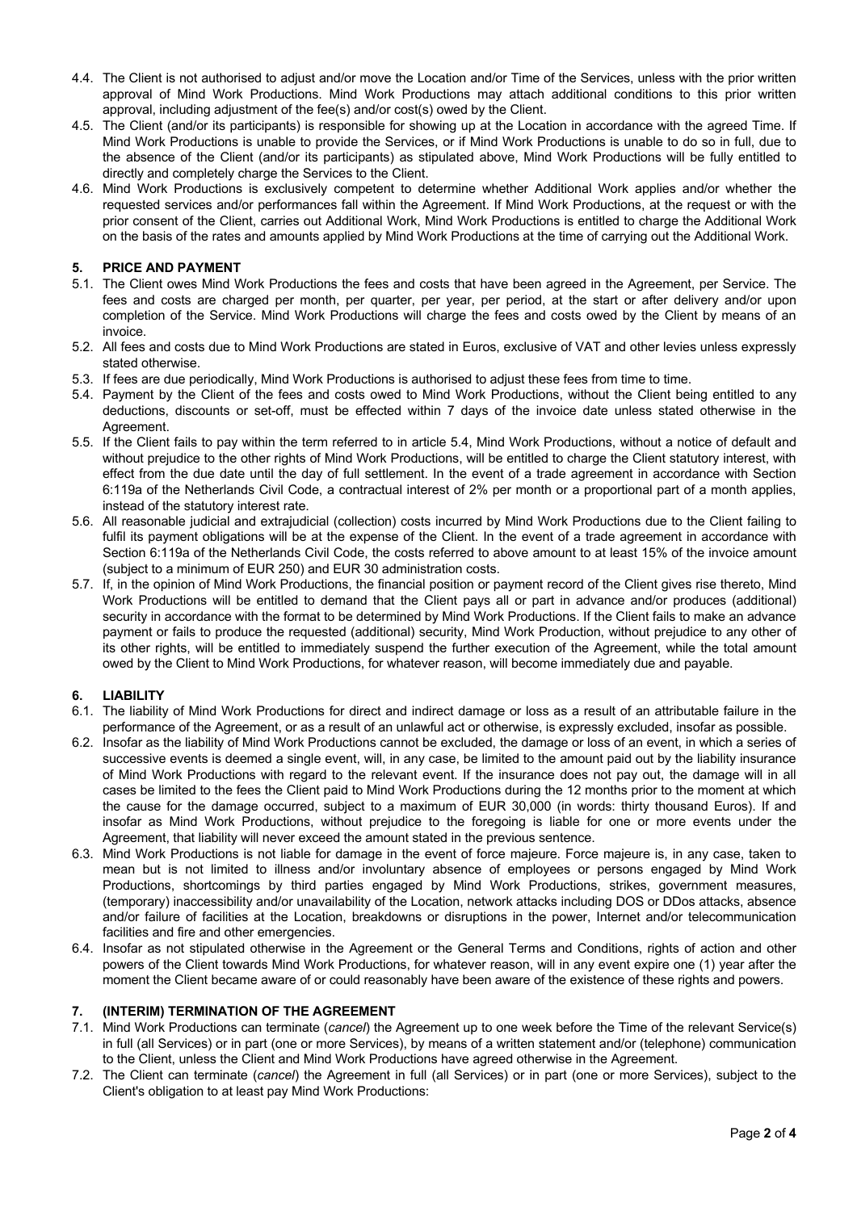4.4. The Client is not authorised to adjust and/or move the Location and/or Time of the Services, unless with the prior written approval of Mind Work Productions. Mind Work Productions may attach additional conditions to this prior written approval, including adjustment of the fee(s) and/or cost(s) owed by the Client.

4.5. The Client (and/or its participants) is responsible for showing up at the Location in accordance with the agreed Time. If Mind Work Productions is unable to provide the Services, or if Mind Work Productions is unable to do so in full, due to the absence of the Client (and/or its participants) as stipulated above, Mind Work Productions will be fully entitled to directly and completely charge the Services to the Client.

4.6. Mind Work Productions is exclusively competent to determine whether Additional Work applies and/or whether the requested services and/or performances fall within the Agreement. If Mind Work Productions, at the request or with the prior consent of the Client, carries out Additional Work, Mind Work Productions is entitled to charge the Additional Work on the basis of the rates and amounts applied by Mind Work Productions at the time of carrying out the Additional Work.

## 5. PRICE AND PAYMENT

5.1. The Client owes Mind Work Productions the fees and costs that have been agreed in the Agreement, per Service. The fees and costs are charged per month, per quarter, per year, per period, at the start or after delivery and/or upon completion of the Service. Mind Work Productions will charge the fees and costs owed by the Client by means of an invoice.

5.2. All fees and costs due to Mind Work Productions are stated in Euros, exclusive of VAT and other levies unless expressly stated otherwise.

5.3. If fees are due periodically, Mind Work Productions is authorised to adjust these fees from time to time.

5.4. Payment by the Client of the fees and costs owed to Mind Work Productions, without the Client being entitled to any deductions, discounts or set-off, must be effected within 7 days of the invoice date unless stated otherwise in the Agreement.

5.5. If the Client fails to pay within the term referred to in article 5.4, Mind Work Productions, without a notice of default and without prejudice to the other rights of Mind Work Productions, will be entitled to charge the Client statutory interest, with effect from the due date until the day of full settlement. In the event of a trade agreement in accordance with Section 6:119a of the Netherlands Civil Code, a contractual interest of 2% per month or a proportional part of a month applies, instead of the statutory interest rate.

5.6. All reasonable judicial and extrajudicial (collection) costs incurred by Mind Work Productions due to the Client failing to fulfil its payment obligations will be at the expense of the Client. In the event of a trade agreement in accordance with Section 6:119a of the Netherlands Civil Code, the costs referred to above amount to at least 15% of the invoice amount (subject to a minimum of EUR 250) and EUR 30 administration costs.

5.7. If, in the opinion of Mind Work Productions, the financial position or payment record of the Client gives rise thereto, Mind Work Productions will be entitled to demand that the Client pays all or part in advance and/or produces (additional) security in accordance with the format to be determined by Mind Work Productions. If the Client fails to make an advance payment or fails to produce the requested (additional) security, Mind Work Production, without prejudice to any other of its other rights, will be entitled to immediately suspend the further execution of the Agreement, while the total amount owed by the Client to Mind Work Productions, for whatever reason, will become immediately due and payable.

## 6. LIABILITY

6.1. The liability of Mind Work Productions for direct and indirect damage or loss as a result of an attributable failure in the performance of the Agreement, or as a result of an unlawful act or otherwise, is expressly excluded, insofar as possible.

6.2. Insofar as the liability of Mind Work Productions cannot be excluded, the damage or loss of an event, in which a series of successive events is deemed a single event, will, in any case, be limited to the amount paid out by the liability insurance of Mind Work Productions with regard to the relevant event. If the insurance does not pay out, the damage will in all cases be limited to the fees the Client paid to Mind Work Productions during the 12 months prior to the moment at which the cause for the damage occurred, subject to a maximum of EUR 30,000 (in words: thirty thousand Euros). If and insofar as Mind Work Productions, without prejudice to the foregoing is liable for one or more events under the Agreement, that liability will never exceed the amount stated in the previous sentence.

6.3. Mind Work Productions is not liable for damage in the event of force majeure. Force majeure is, in any case, taken to mean but is not limited to illness and/or involuntary absence of employees or persons engaged by Mind Work Productions, shortcomings by third parties engaged by Mind Work Productions, strikes, government measures, (temporary) inaccessibility and/or unavailability of the Location, network attacks including DOS or DDos attacks, absence and/or failure of facilities at the Location, breakdowns or disruptions in the power, Internet and/or telecommunication facilities and fire and other emergencies.

6.4. Insofar as not stipulated otherwise in the Agreement or the General Terms and Conditions, rights of action and other powers of the Client towards Mind Work Productions, for whatever reason, will in any event expire one (1) year after the moment the Client became aware of or could reasonably have been aware of the existence of these rights and powers.

## 7. (INTERIM) TERMINATION OF THE AGREEMENT

7.1. Mind Work Productions can terminate (*cancel*) the Agreement up to one week before the Time of the relevant Service(s) in full (all Services) or in part (one or more Services), by means of a written statement and/or (telephone) communication to the Client, unless the Client and Mind Work Productions have agreed otherwise in the Agreement.

7.2. The Client can terminate (*cancel*) the Agreement in full (all Services) or in part (one or more Services), subject to the Client's obligation to at least pay Mind Work Productions: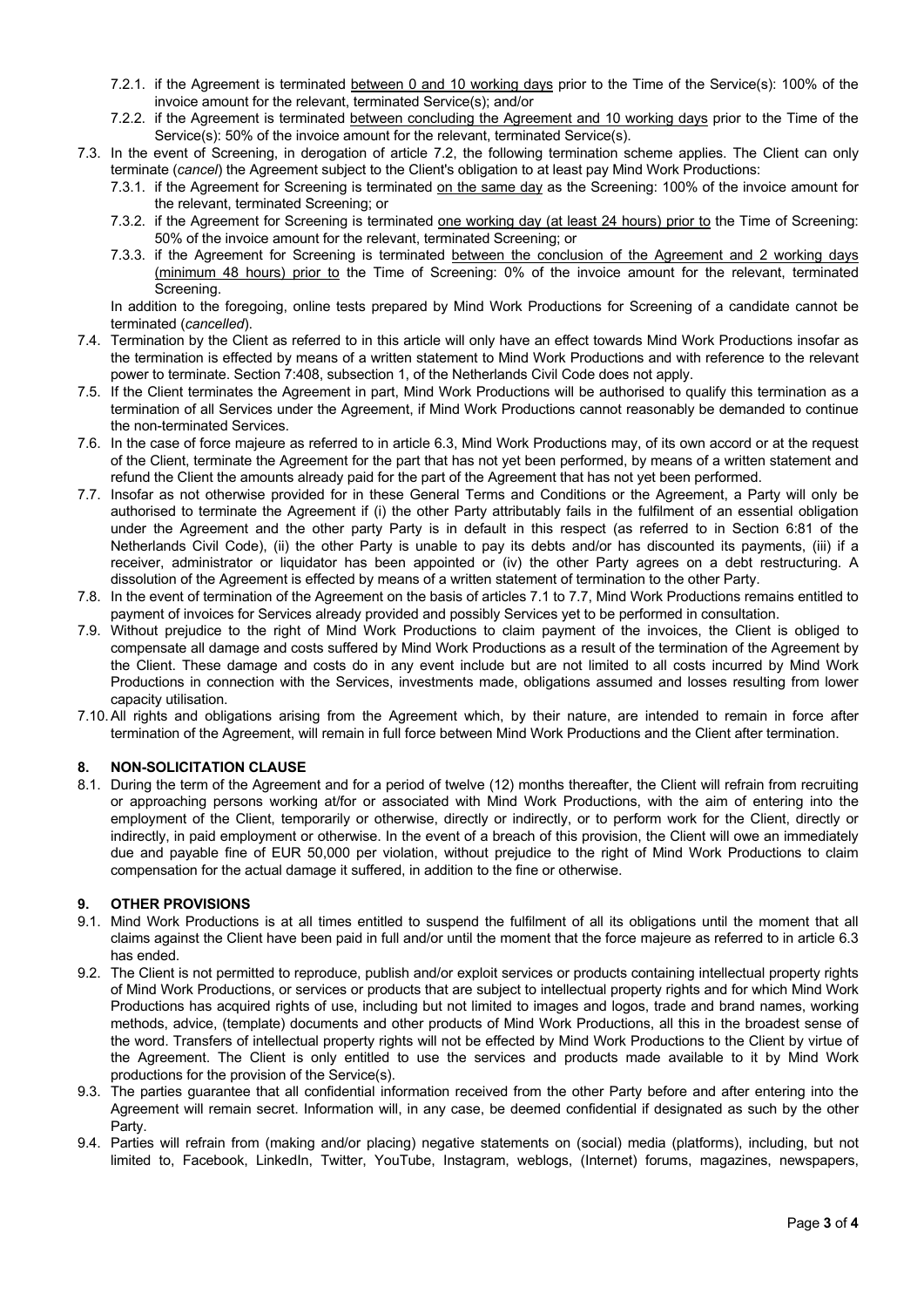7.2.1. if the Agreement is terminated between 0 and 10 working days prior to the Time of the Service(s): 100% of the invoice amount for the relevant, terminated Service(s); and/or

7.2.2. if the Agreement is terminated between concluding the Agreement and 10 working days prior to the Time of the Service(s): 50% of the invoice amount for the relevant, terminated Service(s).

7.3. In the event of Screening, in derogation of article 7.2, the following termination scheme applies. The Client can only terminate (*cancel*) the Agreement subject to the Client's obligation to at least pay Mind Work Productions:

7.3.1. if the Agreement for Screening is terminated on the same day as the Screening: 100% of the invoice amount for the relevant, terminated Screening; or

7.3.2. if the Agreement for Screening is terminated one working day (at least 24 hours) prior to the Time of Screening: 50% of the invoice amount for the relevant, terminated Screening; or

7.3.3. if the Agreement for Screening is terminated between the conclusion of the Agreement and 2 working days (minimum 48 hours) prior to the Time of Screening: 0% of the invoice amount for the relevant, terminated Screening.

In addition to the foregoing, online tests prepared by Mind Work Productions for Screening of a candidate cannot be terminated (*cancelled*).

7.4. Termination by the Client as referred to in this article will only have an effect towards Mind Work Productions insofar as the termination is effected by means of a written statement to Mind Work Productions and with reference to the relevant power to terminate. Section 7:408, subsection 1, of the Netherlands Civil Code does not apply.

7.5. If the Client terminates the Agreement in part, Mind Work Productions will be authorised to qualify this termination as a termination of all Services under the Agreement, if Mind Work Productions cannot reasonably be demanded to continue the non-terminated Services.

7.6. In the case of force majeure as referred to in article 6.3, Mind Work Productions may, of its own accord or at the request of the Client, terminate the Agreement for the part that has not yet been performed, by means of a written statement and refund the Client the amounts already paid for the part of the Agreement that has not yet been performed.

7.7. Insofar as not otherwise provided for in these General Terms and Conditions or the Agreement, a Party will only be authorised to terminate the Agreement if (i) the other Party attributably fails in the fulfilment of an essential obligation under the Agreement and the other party Party is in default in this respect (as referred to in Section 6:81 of the Netherlands Civil Code), (ii) the other Party is unable to pay its debts and/or has discounted its payments, (iii) if a receiver, administrator or liquidator has been appointed or (iv) the other Party agrees on a debt restructuring. A dissolution of the Agreement is effected by means of a written statement of termination to the other Party.

7.8. In the event of termination of the Agreement on the basis of articles 7.1 to 7.7, Mind Work Productions remains entitled to payment of invoices for Services already provided and possibly Services yet to be performed in consultation.

7.9. Without prejudice to the right of Mind Work Productions to claim payment of the invoices, the Client is obliged to compensate all damage and costs suffered by Mind Work Productions as a result of the termination of the Agreement by the Client. These damage and costs do in any event include but are not limited to all costs incurred by Mind Work Productions in connection with the Services, investments made, obligations assumed and losses resulting from lower capacity utilisation.

7.10. All rights and obligations arising from the Agreement which, by their nature, are intended to remain in force after termination of the Agreement, will remain in full force between Mind Work Productions and the Client after termination.

## 8. NON-SOLICITATION CLAUSE

8.1. During the term of the Agreement and for a period of twelve (12) months thereafter, the Client will refrain from recruiting or approaching persons working at/for or associated with Mind Work Productions, with the aim of entering into the employment of the Client, temporarily or otherwise, directly or indirectly, or to perform work for the Client, directly or indirectly, in paid employment or otherwise. In the event of a breach of this provision, the Client will owe an immediately due and payable fine of EUR 50,000 per violation, without prejudice to the right of Mind Work Productions to claim compensation for the actual damage it suffered, in addition to the fine or otherwise.

## 9. OTHER PROVISIONS

9.1. Mind Work Productions is at all times entitled to suspend the fulfilment of all its obligations until the moment that all claims against the Client have been paid in full and/or until the moment that the force majeure as referred to in article 6.3 has ended.

9.2. The Client is not permitted to reproduce, publish and/or exploit services or products containing intellectual property rights of Mind Work Productions, or services or products that are subject to intellectual property rights and for which Mind Work Productions has acquired rights of use, including but not limited to images and logos, trade and brand names, working methods, advice, (template) documents and other products of Mind Work Productions, all this in the broadest sense of the word. Transfers of intellectual property rights will not be effected by Mind Work Productions to the Client by virtue of the Agreement. The Client is only entitled to use the services and products made available to it by Mind Work productions for the provision of the Service(s).

9.3. The parties guarantee that all confidential information received from the other Party before and after entering into the Agreement will remain secret. Information will, in any case, be deemed confidential if designated as such by the other Party.

9.4. Parties will refrain from (making and/or placing) negative statements on (social) media (platforms), including, but not limited to, Facebook, LinkedIn, Twitter, YouTube, Instagram, weblogs, (Internet) forums, magazines, newspapers,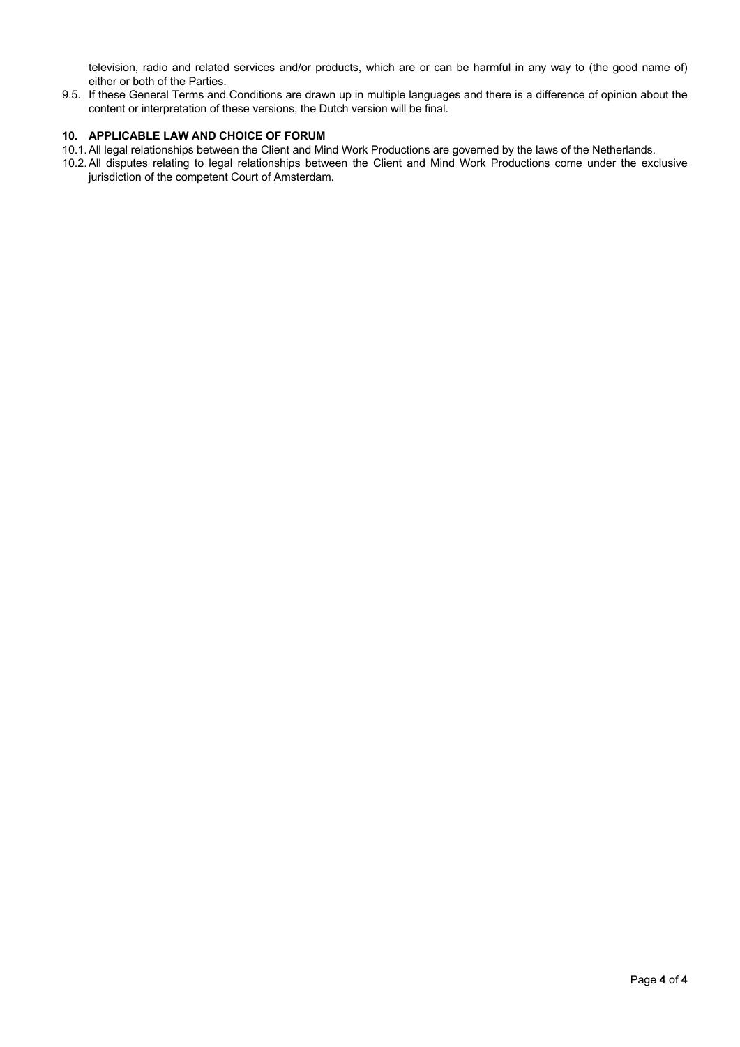television, radio and related services and/or products, which are or can be harmful in any way to (the good name of) either or both of the Parties.

9.5. If these General Terms and Conditions are drawn up in multiple languages and there is a difference of opinion about the content or interpretation of these versions, the Dutch version will be final.

## 10. APPLICABLE LAW AND CHOICE OF FORUM

10.1. All legal relationships between the Client and Mind Work Productions are governed by the laws of the Netherlands.

10.2. All disputes relating to legal relationships between the Client and Mind Work Productions come under the exclusive jurisdiction of the competent Court of Amsterdam.